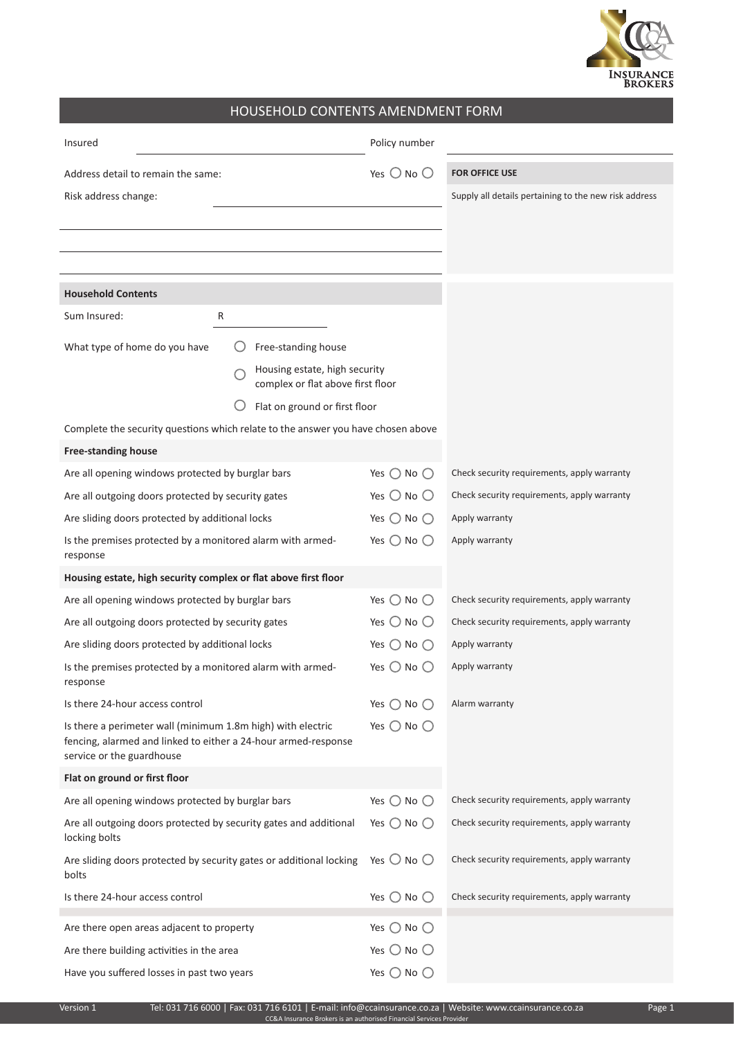## HOUSEHOLD CONTENTS AMENDMENT FORM

Insured ______________________ Policy number ______________________

| | | |
|---|---|---|
| Address detail to remain the same: | Yes ◯ No ◯ | **FOR OFFICE USE** |
| Risk address change: ______________________ | | Supply all details pertaining to the new risk address |

**Household Contents**

Sum Insured: R ______________

What type of home do you have

- ◯ Free-standing house
- ◯ Housing estate, high security complex or flat above first floor
- ◯ Flat on ground or first floor

Complete the security questions which relate to the answer you have chosen above

| Question | Answer | Office use |
|---|---|---|
| **Free-standing house** | | |
| Are all opening windows protected by burglar bars | Yes ◯ No ◯ | Check security requirements, apply warranty |
| Are all outgoing doors protected by security gates | Yes ◯ No ◯ | Check security requirements, apply warranty |
| Are sliding doors protected by additional locks | Yes ◯ No ◯ | Apply warranty |
| Is the premises protected by a monitored alarm with armed-response | Yes ◯ No ◯ | Apply warranty |
| **Housing estate, high security complex or flat above first floor** | | |
| Are all opening windows protected by burglar bars | Yes ◯ No ◯ | Check security requirements, apply warranty |
| Are all outgoing doors protected by security gates | Yes ◯ No ◯ | Check security requirements, apply warranty |
| Are sliding doors protected by additional locks | Yes ◯ No ◯ | Apply warranty |
| Is the premises protected by a monitored alarm with armed-response | Yes ◯ No ◯ | Apply warranty |
| Is there 24-hour access control | Yes ◯ No ◯ | Alarm warranty |
| Is there a perimeter wall (minimum 1.8m high) with electric fencing, alarmed and linked to either a 24-hour armed-response service or the guardhouse | Yes ◯ No ◯ | |
| **Flat on ground or first floor** | | |
| Are all opening windows protected by burglar bars | Yes ◯ No ◯ | Check security requirements, apply warranty |
| Are all outgoing doors protected by security gates and additional locking bolts | Yes ◯ No ◯ | Check security requirements, apply warranty |
| Are sliding doors protected by security gates or additional locking bolts | Yes ◯ No ◯ | Check security requirements, apply warranty |
| Is there 24-hour access control | Yes ◯ No ◯ | Check security requirements, apply warranty |

| Question | Answer | Office use |
|---|---|---|
| Are there open areas adjacent to property | Yes ◯ No ◯ | |
| Are there building activities in the area | Yes ◯ No ◯ | |
| Have you suffered losses in past two years | Yes ◯ No ◯ | |

Version 1 Tel: 031 716 6000 | Fax: 031 716 6101 | E-mail: info@ccainsurance.co.za | Website: www.ccainsurance.co.za

CC&A Insurance Brokers is an authorised Financial Services Provider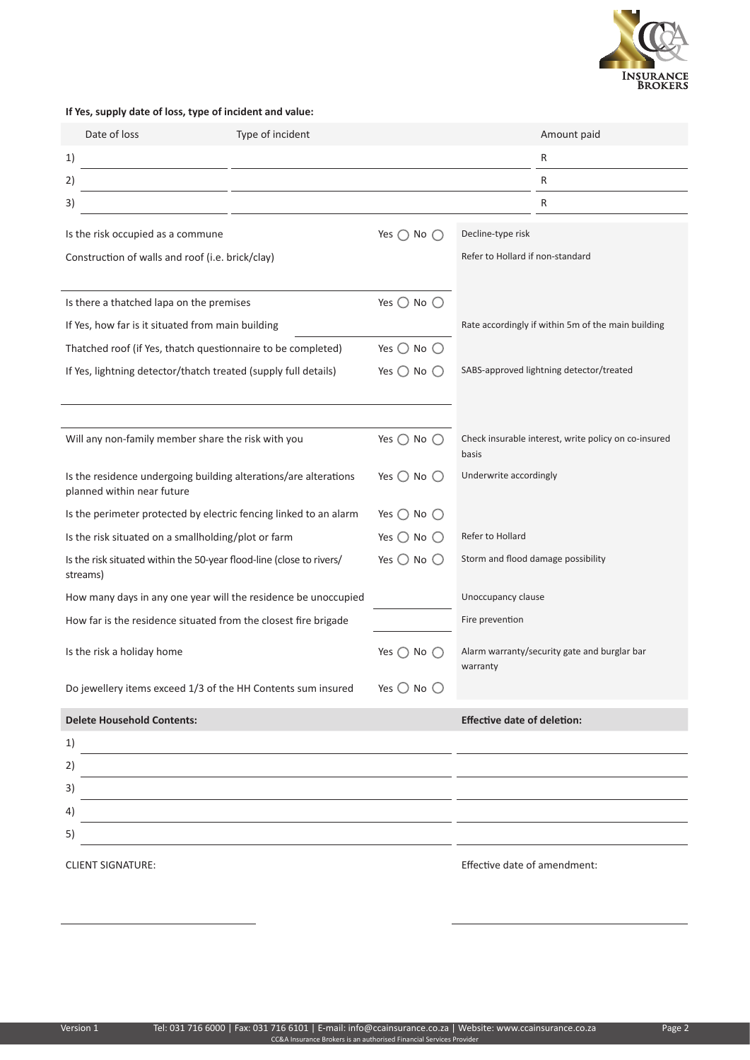**If Yes, supply date of loss, type of incident and value:**

| Date of loss | Type of incident | Amount paid |
|---|---|---|
| 1) | | R |
| 2) | | R |
| 3) | | R |

| | | |
|---|---|---|
| Is the risk occupied as a commune | Yes ◯ No ◯ | Decline-type risk |
| Construction of walls and roof (i.e. brick/clay) | | Refer to Hollard if non-standard |
| Is there a thatched lapa on the premises | Yes ◯ No ◯ | |
| If Yes, how far is it situated from main building | | Rate accordingly if within 5m of the main building |
| Thatched roof (if Yes, thatch questionnaire to be completed) | Yes ◯ No ◯ | |
| If Yes, lightning detector/thatch treated (supply full details) | Yes ◯ No ◯ | SABS-approved lightning detector/treated |
| Will any non-family member share the risk with you | Yes ◯ No ◯ | Check insurable interest, write policy on co-insured basis |
| Is the residence undergoing building alterations/are alterations planned within near future | Yes ◯ No ◯ | Underwrite accordingly |
| Is the perimeter protected by electric fencing linked to an alarm | Yes ◯ No ◯ | |
| Is the risk situated on a smallholding/plot or farm | Yes ◯ No ◯ | Refer to Hollard |
| Is the risk situated within the 50-year flood-line (close to rivers/ streams) | Yes ◯ No ◯ | Storm and flood damage possibility |
| How many days in any one year will the residence be unoccupied | | Unoccupancy clause |
| How far is the residence situated from the closest fire brigade | | Fire prevention |
| Is the risk a holiday home | Yes ◯ No ◯ | Alarm warranty/security gate and burglar bar warranty |
| Do jewellery items exceed 1/3 of the HH Contents sum insured | Yes ◯ No ◯ | |

| Delete Household Contents: | Effective date of deletion: |
|---|---|
| 1) | |
| 2) | |
| 3) | |
| 4) | |
| 5) | |

CLIENT SIGNATURE: ______________________

Effective date of amendment: ______________________

Tel: 031 716 6000 | Fax: 031 716 6101 | E-mail: info@ccainsurance.co.za | Website: www.ccainsurance.co.za

CC&A Insurance Brokers is an authorised Financial Services Provider